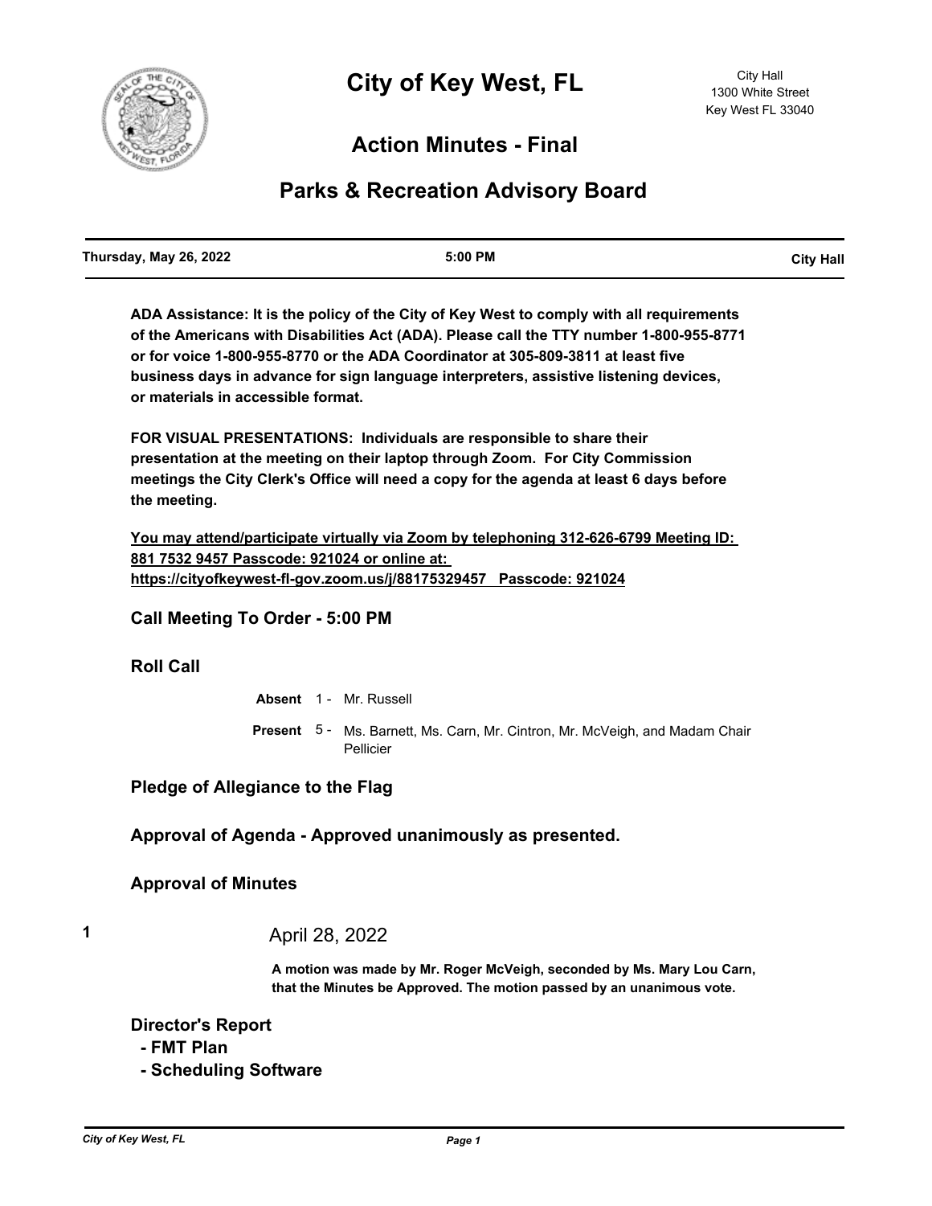# City of Key West, FL

City Hall
1300 White Street
Key West FL 33040

## Action Minutes - Final

## Parks & Recreation Advisory Board

| Thursday, May 26, 2022 | 5:00 PM | City Hall |
|---|---|---|

**ADA Assistance: It is the policy of the City of Key West to comply with all requirements of the Americans with Disabilities Act (ADA). Please call the TTY number 1-800-955-8771 or for voice 1-800-955-8770 or the ADA Coordinator at 305-809-3811 at least five business days in advance for sign language interpreters, assistive listening devices, or materials in accessible format.**

**FOR VISUAL PRESENTATIONS: Individuals are responsible to share their presentation at the meeting on their laptop through Zoom. For City Commission meetings the City Clerk's Office will need a copy for the agenda at least 6 days before the meeting.**

**You may attend/participate virtually via Zoom by telephoning 312-626-6799 Meeting ID: 881 7532 9457 Passcode: 921024 or online at: https://cityofkeywest-fl-gov.zoom.us/j/88175329457 Passcode: 921024**

### Call Meeting To Order - 5:00 PM

### Roll Call

**Absent** 1 - Mr. Russell

**Present** 5 - Ms. Barnett, Ms. Carn, Mr. Cintron, Mr. McVeigh, and Madam Chair Pellicier

### Pledge of Allegiance to the Flag

### Approval of Agenda - Approved unanimously as presented.

### Approval of Minutes

**1** April 28, 2022

**A motion was made by Mr. Roger McVeigh, seconded by Ms. Mary Lou Carn, that the Minutes be Approved. The motion passed by an unanimous vote.**

### Director's Report

- **FMT Plan**
- **Scheduling Software**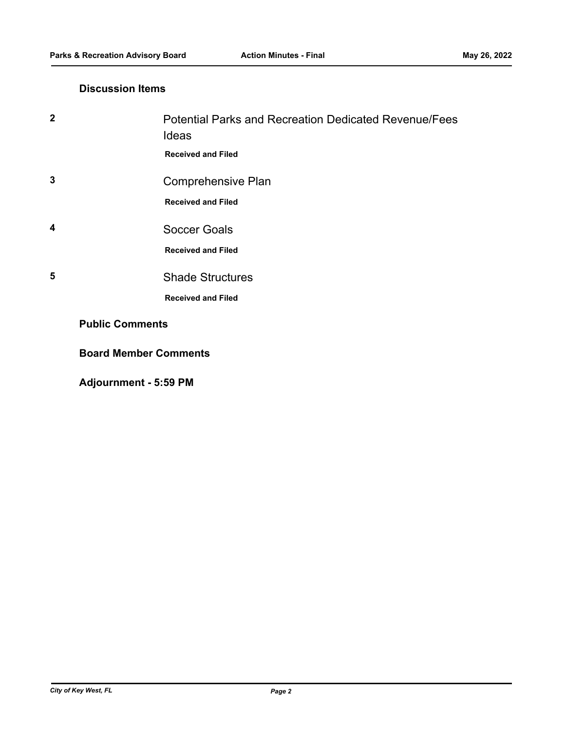## Discussion Items

**2** Potential Parks and Recreation Dedicated Revenue/Fees Ideas

**Received and Filed**

**3** Comprehensive Plan

**Received and Filed**

**4** Soccer Goals

**Received and Filed**

**5** Shade Structures

**Received and Filed**

## Public Comments

## Board Member Comments

## Adjournment - 5:59 PM